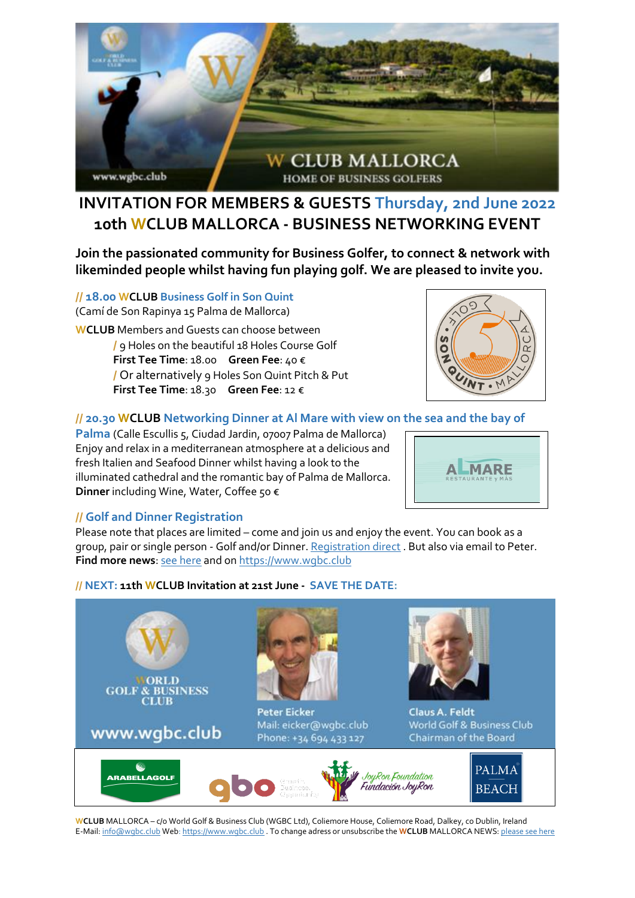# INVITATION FOR MEMBERS & GUESTS Thursday, 2nd June 2022

# 10th WCLUB MALLORCA - BUSINESS NETWORKING EVENT

**Join the passionated community for Business Golfer, to connect & network with likeminded people whilst having fun playing golf. We are pleased to invite you.**

### // 18.00 WCLUB Business Golf in Son Quint

(Camí de Son Rapinya 15 Palma de Mallorca)

**W**CLUB Members and Guests can choose between

/ 9 Holes on the beautiful 18 Holes Course Golf
**First Tee Time**: 18.00 **Green Fee**: 40 €

/ Or alternatively 9 Holes Son Quint Pitch & Put
**First Tee Time**: 18.30 **Green Fee**: 12 €

### // 20.30 WCLUB Networking Dinner at Al Mare with view on the sea and the bay of Palma

(Calle Escullis 5, Ciudad Jardin, 07007 Palma de Mallorca)
Enjoy and relax in a mediterranean atmosphere at a delicious and fresh Italien and Seafood Dinner whilst having a look to the illuminated cathedral and the romantic bay of Palma de Mallorca.
**Dinner** including Wine, Water, Coffee 50 €

### // Golf and Dinner Registration

Please note that places are limited – come and join us and enjoy the event. You can book as a group, pair or single person - Golf and/or Dinner. Registration direct . But also via email to Peter.
**Find more news**: see here and on https://www.wgbc.club

### // NEXT: 11th WCLUB Invitation at 21st June - SAVE THE DATE:

www.wgbc.club

Peter Eicker
Mail: eicker@wgbc.club
Phone: +34 694 433 127

Claus A. Feldt
World Golf & Business Club
Chairman of the Board

**W**CLUB MALLORCA – c/o World Golf & Business Club (WGBC Ltd), Coliemore House, Coliemore Road, Dalkey, co Dublin, Ireland
E-Mail: info@wgbc.club Web: https://www.wgbc.club . To change adress or unsubscribe the **W**CLUB MALLORCA NEWS: please see here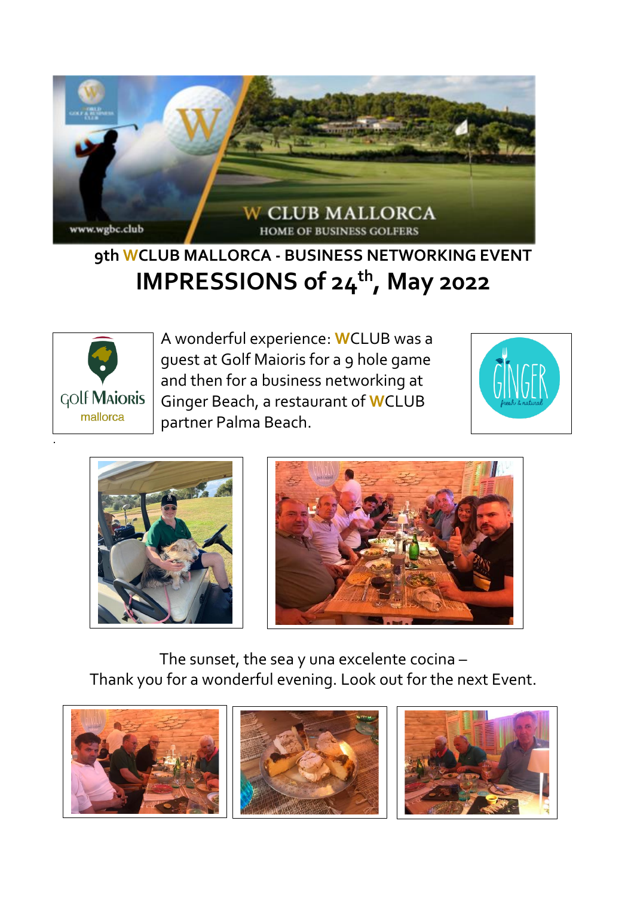## 9th WCLUB MALLORCA - BUSINESS NETWORKING EVENT

# IMPRESSIONS of 24th, May 2022

A wonderful experience: WCLUB was a guest at Golf Maioris for a 9 hole game and then for a business networking at Ginger Beach, a restaurant of WCLUB partner Palma Beach.

The sunset, the sea y una excelente cocina –
Thank you for a wonderful evening. Look out for the next Event.